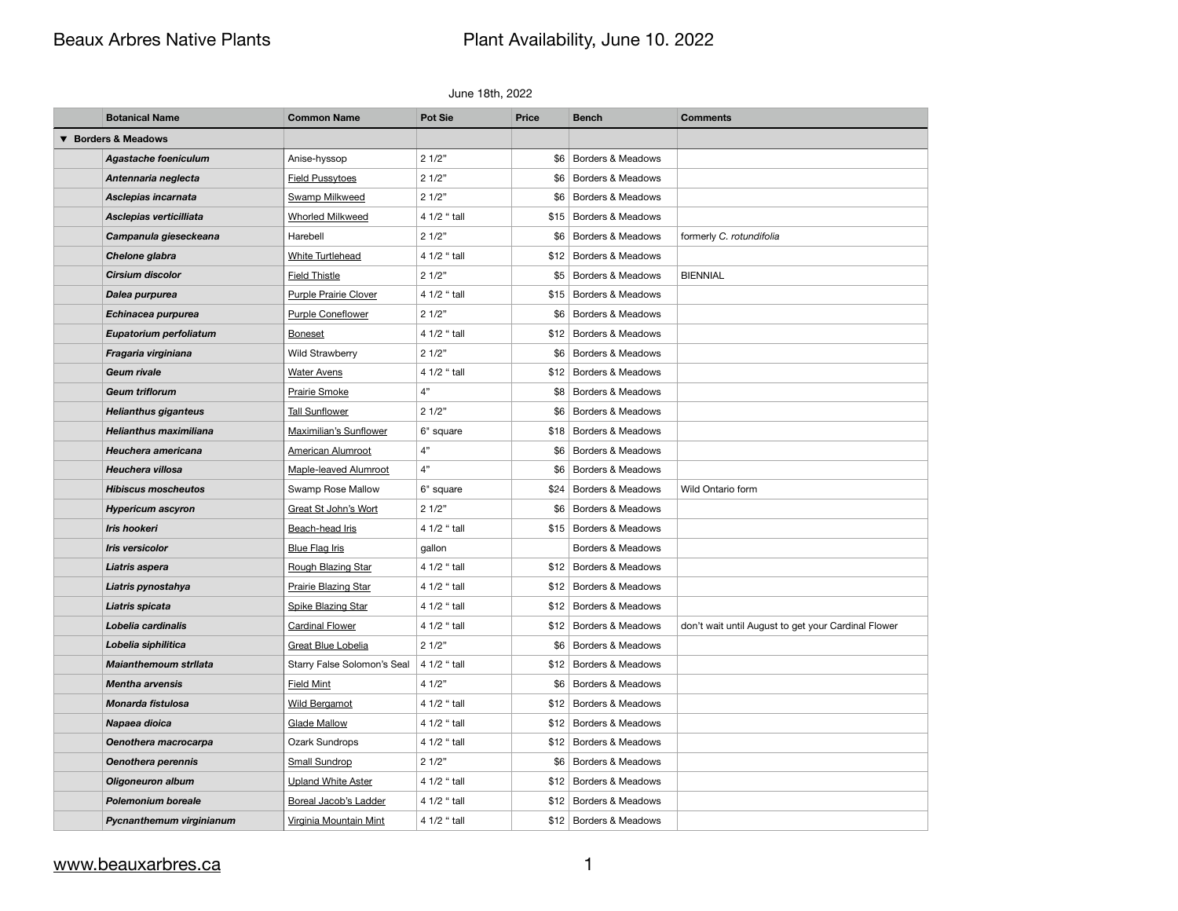Beaux Arbres Native Plants

# Plant Availability, June 10. 2022

June 18th, 2022

| | Botanical Name | Common Name | Pot Sie | Price | Bench | Comments |
|---|---|---|---|---|---|---|
| ▼ Borders & Meadows | | | | | | |
| | ***Agastache foeniculum*** | Anise-hyssop | 2 1/2" | $6 | Borders & Meadows | |
| | ***Antennaria neglecta*** | Field Pussytoes | 2 1/2" | $6 | Borders & Meadows | |
| | ***Asclepias incarnata*** | Swamp Milkweed | 2 1/2" | $6 | Borders & Meadows | |
| | ***Asclepias verticilliata*** | Whorled Milkweed | 4 1/2 " tall | $15 | Borders & Meadows | |
| | ***Campanula gieseckeana*** | Harebell | 2 1/2" | $6 | Borders & Meadows | formerly *C. rotundifolia* |
| | ***Chelone glabra*** | White Turtlehead | 4 1/2 " tall | $12 | Borders & Meadows | |
| | ***Cirsium discolor*** | Field Thistle | 2 1/2" | $5 | Borders & Meadows | BIENNIAL |
| | ***Dalea purpurea*** | Purple Prairie Clover | 4 1/2 " tall | $15 | Borders & Meadows | |
| | ***Echinacea purpurea*** | Purple Coneflower | 2 1/2" | $6 | Borders & Meadows | |
| | ***Eupatorium perfoliatum*** | Boneset | 4 1/2 " tall | $12 | Borders & Meadows | |
| | ***Fragaria virginiana*** | Wild Strawberry | 2 1/2" | $6 | Borders & Meadows | |
| | ***Geum rivale*** | Water Avens | 4 1/2 " tall | $12 | Borders & Meadows | |
| | ***Geum triflorum*** | Prairie Smoke | 4" | $8 | Borders & Meadows | |
| | ***Helianthus giganteus*** | Tall Sunflower | 2 1/2" | $6 | Borders & Meadows | |
| | ***Helianthus maximiliana*** | Maximilian's Sunflower | 6" square | $18 | Borders & Meadows | |
| | ***Heuchera americana*** | American Alumroot | 4" | $6 | Borders & Meadows | |
| | ***Heuchera villosa*** | Maple-leaved Alumroot | 4" | $6 | Borders & Meadows | |
| | ***Hibiscus moscheutos*** | Swamp Rose Mallow | 6" square | $24 | Borders & Meadows | Wild Ontario form |
| | ***Hypericum ascyron*** | Great St John's Wort | 2 1/2" | $6 | Borders & Meadows | |
| | ***Iris hookeri*** | Beach-head Iris | 4 1/2 " tall | $15 | Borders & Meadows | |
| | ***Iris versicolor*** | Blue Flag Iris | gallon | | Borders & Meadows | |
| | ***Liatris aspera*** | Rough Blazing Star | 4 1/2 " tall | $12 | Borders & Meadows | |
| | ***Liatris pynostahya*** | Prairie Blazing Star | 4 1/2 " tall | $12 | Borders & Meadows | |
| | ***Liatris spicata*** | Spike Blazing Star | 4 1/2 " tall | $12 | Borders & Meadows | |
| | ***Lobelia cardinalis*** | Cardinal Flower | 4 1/2 " tall | $12 | Borders & Meadows | don't wait until August to get your Cardinal Flower |
| | ***Lobelia siphilitica*** | Great Blue Lobelia | 2 1/2" | $6 | Borders & Meadows | |
| | ***Maianthemoum strllata*** | Starry False Solomon's Seal | 4 1/2 " tall | $12 | Borders & Meadows | |
| | ***Mentha arvensis*** | Field Mint | 4 1/2" | $6 | Borders & Meadows | |
| | ***Monarda fistulosa*** | Wild Bergamot | 4 1/2 " tall | $12 | Borders & Meadows | |
| | ***Napaea dioica*** | Glade Mallow | 4 1/2 " tall | $12 | Borders & Meadows | |
| | ***Oenothera macrocarpa*** | Ozark Sundrops | 4 1/2 " tall | $12 | Borders & Meadows | |
| | ***Oenothera perennis*** | Small Sundrop | 2 1/2" | $6 | Borders & Meadows | |
| | ***Oligoneuron album*** | Upland White Aster | 4 1/2 " tall | $12 | Borders & Meadows | |
| | ***Polemonium boreale*** | Boreal Jacob's Ladder | 4 1/2 " tall | $12 | Borders & Meadows | |
| | ***Pycnanthemum virginianum*** | Virginia Mountain Mint | 4 1/2 " tall | $12 | Borders & Meadows | |

www.beauxarbres.ca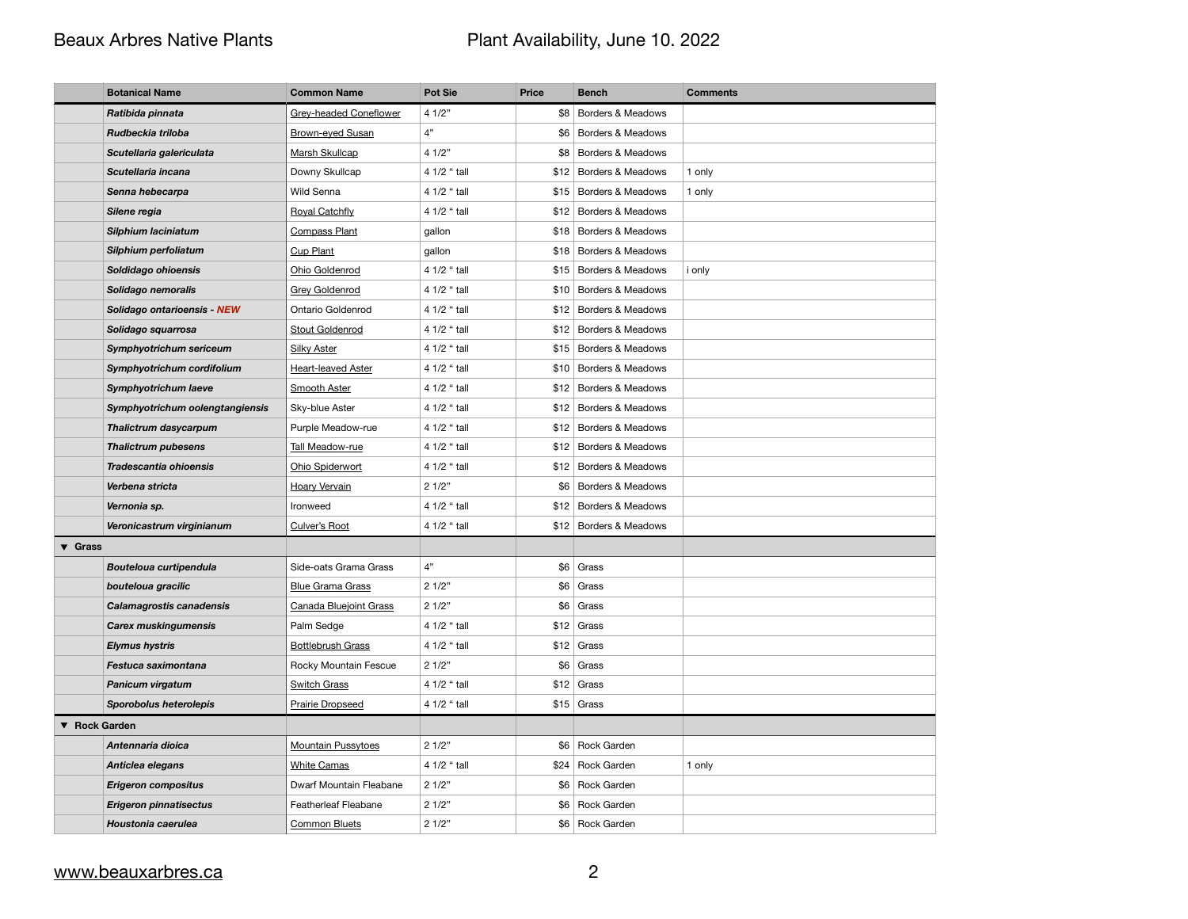| | Botanical Name | Common Name | Pot Sie | Price | Bench | Comments |
|---|---|---|---|---|---|---|
| | ***Ratibida pinnata*** | Grey-headed Coneflower | 4 1/2" | $8 | Borders & Meadows | |
| | ***Rudbeckia triloba*** | Brown-eyed Susan | 4" | $6 | Borders & Meadows | |
| | ***Scutellaria galericulata*** | Marsh Skullcap | 4 1/2" | $8 | Borders & Meadows | |
| | ***Scutellaria incana*** | Downy Skullcap | 4 1/2 " tall | $12 | Borders & Meadows | 1 only |
| | ***Senna hebecarpa*** | Wild Senna | 4 1/2 " tall | $15 | Borders & Meadows | 1 only |
| | ***Silene regia*** | Royal Catchfly | 4 1/2 " tall | $12 | Borders & Meadows | |
| | ***Silphium laciniatum*** | Compass Plant | gallon | $18 | Borders & Meadows | |
| | ***Silphium perfoliatum*** | Cup Plant | gallon | $18 | Borders & Meadows | |
| | ***Soldidago ohioensis*** | Ohio Goldenrod | 4 1/2 " tall | $15 | Borders & Meadows | i only |
| | ***Solidago nemoralis*** | Grey Goldenrod | 4 1/2 " tall | $10 | Borders & Meadows | |
| | ***Solidago ontarioensis* - *NEW*** | Ontario Goldenrod | 4 1/2 " tall | $12 | Borders & Meadows | |
| | ***Solidago squarrosa*** | Stout Goldenrod | 4 1/2 " tall | $12 | Borders & Meadows | |
| | ***Symphyotrichum sericeum*** | Silky Aster | 4 1/2 " tall | $15 | Borders & Meadows | |
| | ***Symphyotrichum cordifolium*** | Heart-leaved Aster | 4 1/2 " tall | $10 | Borders & Meadows | |
| | ***Symphyotrichum laeve*** | Smooth Aster | 4 1/2 " tall | $12 | Borders & Meadows | |
| | ***Symphyotrichum oolengtangiensis*** | Sky-blue Aster | 4 1/2 " tall | $12 | Borders & Meadows | |
| | ***Thalictrum dasycarpum*** | Purple Meadow-rue | 4 1/2 " tall | $12 | Borders & Meadows | |
| | ***Thalictrum pubesens*** | Tall Meadow-rue | 4 1/2 " tall | $12 | Borders & Meadows | |
| | ***Tradescantia ohioensis*** | Ohio Spiderwort | 4 1/2 " tall | $12 | Borders & Meadows | |
| | ***Verbena stricta*** | Hoary Vervain | 2 1/2" | $6 | Borders & Meadows | |
| | ***Vernonia sp.*** | Ironweed | 4 1/2 " tall | $12 | Borders & Meadows | |
| | ***Veronicastrum virginianum*** | Culver's Root | 4 1/2 " tall | $12 | Borders & Meadows | |
| **▼ Grass** | | | | | | |
| | ***Bouteloua curtipendula*** | Side-oats Grama Grass | 4" | $6 | Grass | |
| | ***bouteloua gracilic*** | Blue Grama Grass | 2 1/2" | $6 | Grass | |
| | ***Calamagrostis canadensis*** | Canada Bluejoint Grass | 2 1/2" | $6 | Grass | |
| | ***Carex muskingumensis*** | Palm Sedge | 4 1/2 " tall | $12 | Grass | |
| | ***Elymus hystris*** | Bottlebrush Grass | 4 1/2 " tall | $12 | Grass | |
| | ***Festuca saximontana*** | Rocky Mountain Fescue | 2 1/2" | $6 | Grass | |
| | ***Panicum virgatum*** | Switch Grass | 4 1/2 " tall | $12 | Grass | |
| | ***Sporobolus heterolepis*** | Prairie Dropseed | 4 1/2 " tall | $15 | Grass | |
| **▼ Rock Garden** | | | | | | |
| | ***Antennaria dioica*** | Mountain Pussytoes | 2 1/2" | $6 | Rock Garden | |
| | ***Anticlea elegans*** | White Camas | 4 1/2 " tall | $24 | Rock Garden | 1 only |
| | ***Erigeron compositus*** | Dwarf Mountain Fleabane | 2 1/2" | $6 | Rock Garden | |
| | ***Erigeron pinnatisectus*** | Featherleaf Fleabane | 2 1/2" | $6 | Rock Garden | |
| | ***Houstonia caerulea*** | Common Bluets | 2 1/2" | $6 | Rock Garden | |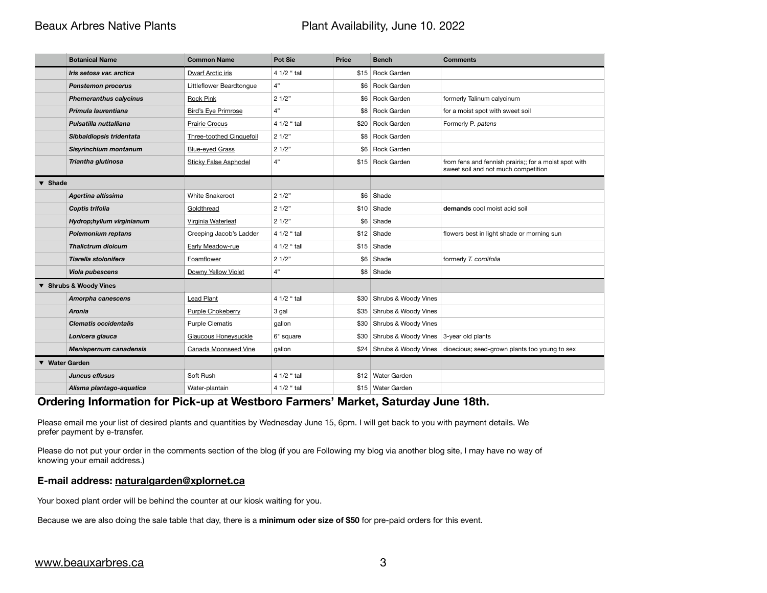| | Botanical Name | Common Name | Pot Sie | Price | Bench | Comments |
|---|---|---|---|---|---|---|
| | ***Iris setosa var. arctica*** | Dwarf Arctic iris | 4 1/2 " tall | $15 | Rock Garden | |
| | ***Penstemon procerus*** | Littleflower Beardtongue | 4" | $6 | Rock Garden | |
| | ***Phemeranthus calycinus*** | Rock Pink | 2 1/2" | $6 | Rock Garden | formerly Talinum calycinum |
| | ***Primula laurentiana*** | Bird's Eye Primrose | 4" | $8 | Rock Garden | for a moist spot with sweet soil |
| | ***Pulsatilla nuttalliana*** | Prairie Crocus | 4 1/2 " tall | $20 | Rock Garden | Formerly P. *patens* |
| | ***Sibbaldiopsis tridentata*** | Three-toothed Cinquefoil | 2 1/2" | $8 | Rock Garden | |
| | ***Sisyrinchium montanum*** | Blue-eyed Grass | 2 1/2" | $6 | Rock Garden | |
| | ***Triantha glutinosa*** | Sticky False Asphodel | 4" | $15 | Rock Garden | from fens and fennish prairis;; for a moist spot with sweet soil and not much competition |
| ▼ **Shade** | | | | | | |
| | ***Agertina altissima*** | White Snakeroot | 2 1/2" | $6 | Shade | |
| | ***Coptis trifolia*** | Goldthread | 2 1/2" | $10 | Shade | **demands** cool moist acid soil |
| | ***Hydrop;hyllum virginianum*** | Virginia Waterleaf | 2 1/2" | $6 | Shade | |
| | ***Polemonium reptans*** | Creeping Jacob's Ladder | 4 1/2 " tall | $12 | Shade | flowers best in light shade or morning sun |
| | ***Thalictrum dioicum*** | Early Meadow-rue | 4 1/2 " tall | $15 | Shade | |
| | ***Tiarella stolonifera*** | Foamflower | 2 1/2" | $6 | Shade | formerly *T. cordifolia* |
| | ***Viola pubescens*** | Downy Yellow Violet | 4" | $8 | Shade | |
| ▼ **Shrubs & Woody Vines** | | | | | | |
| | ***Amorpha canescens*** | Lead Plant | 4 1/2 " tall | $30 | Shrubs & Woody Vines | |
| | ***Aronia*** | Purple Chokeberry | 3 gal | $35 | Shrubs & Woody Vines | |
| | ***Clematis occidentalis*** | Purple Clematis | gallon | $30 | Shrubs & Woody Vines | |
| | ***Lonicera glauca*** | Glaucous Honeysuckle | 6" square | $30 | Shrubs & Woody Vines | 3-year old plants |
| | ***Menispernum canadensis*** | Canada Moonseed Vine | gallon | $24 | Shrubs & Woody Vines | dioecious; seed-grown plants too young to sex |
| ▼ **Water Garden** | | | | | | |
| | ***Juncus effusus*** | Soft Rush | 4 1/2 " tall | $12 | Water Garden | |
| | ***Alisma plantago-aquatica*** | Water-plantain | 4 1/2 " tall | $15 | Water Garden | |

## Ordering Information for Pick-up at Westboro Farmers' Market, Saturday June 18th.

Please email me your list of desired plants and quantities by Wednesday June 15, 6pm. I will get back to you with payment details. We prefer payment by e-transfer.

Please do not put your order in the comments section of the blog (if you are Following my blog via another blog site, I may have no way of knowing your email address.)

### E-mail address: naturalgarden@xplornet.ca

Your boxed plant order will be behind the counter at our kiosk waiting for you.

Because we are also doing the sale table that day, there is a **minimum oder size of $50** for pre-paid orders for this event.

www.beauxarbres.ca